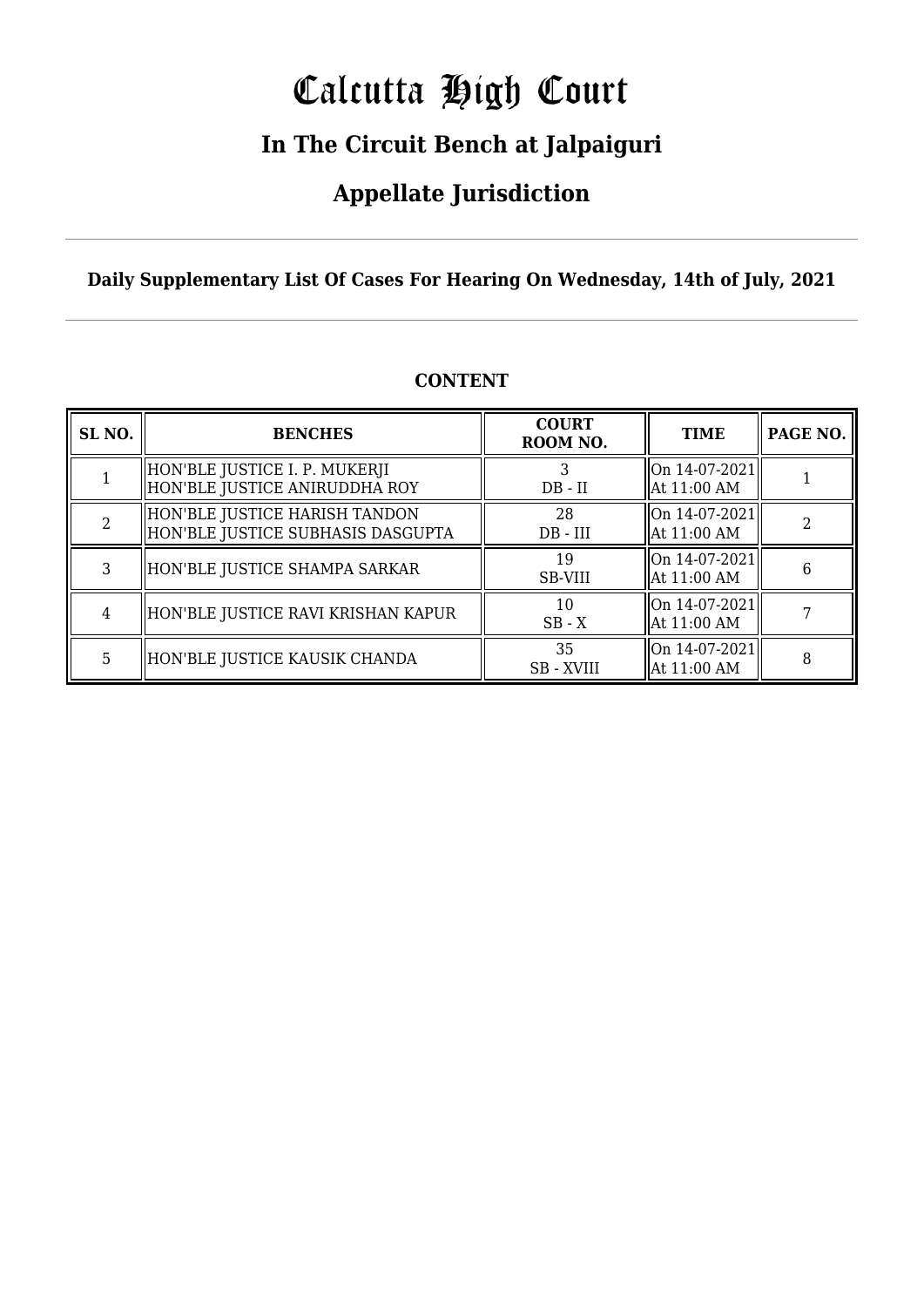# Calcutta High Court

## In The Circuit Bench at Jalpaiguri

## Appellate Jurisdiction

**Daily Supplementary List Of Cases For Hearing On Wednesday, 14th of July, 2021**

**CONTENT**

| SL NO. | BENCHES | COURT ROOM NO. | TIME | PAGE NO. |
|---|---|---|---|---|
| 1 | HON'BLE JUSTICE I. P. MUKERJI<br>HON'BLE JUSTICE ANIRUDDHA ROY | 3<br>DB - II | On 14-07-2021<br>At 11:00 AM | 1 |
| 2 | HON'BLE JUSTICE HARISH TANDON<br>HON'BLE JUSTICE SUBHASIS DASGUPTA | 28<br>DB - III | On 14-07-2021<br>At 11:00 AM | 2 |
| 3 | HON'BLE JUSTICE SHAMPA SARKAR | 19<br>SB-VIII | On 14-07-2021<br>At 11:00 AM | 6 |
| 4 | HON'BLE JUSTICE RAVI KRISHAN KAPUR | 10<br>SB - X | On 14-07-2021<br>At 11:00 AM | 7 |
| 5 | HON'BLE JUSTICE KAUSIK CHANDA | 35<br>SB - XVIII | On 14-07-2021<br>At 11:00 AM | 8 |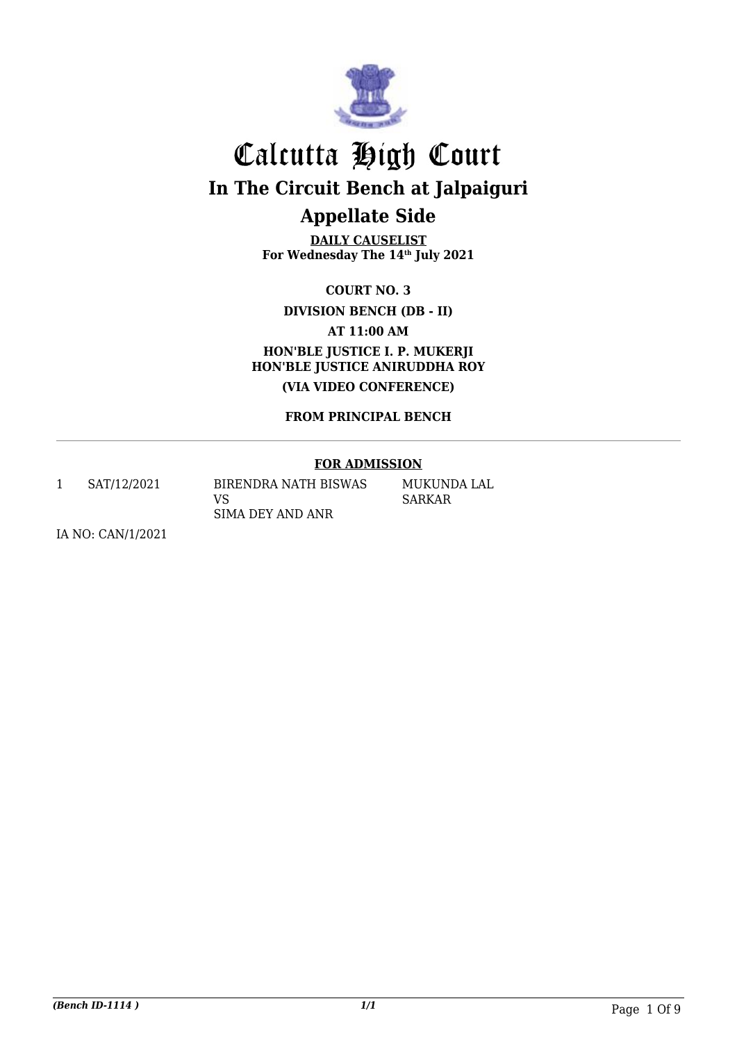# Calcutta High Court

## In The Circuit Bench at Jalpaiguri

## Appellate Side

**DAILY CAUSELIST**
**For Wednesday The 14th July 2021**

**COURT NO. 3**

**DIVISION BENCH (DB - II)**

**AT 11:00 AM**

**HON'BLE JUSTICE I. P. MUKERJI**
**HON'BLE JUSTICE ANIRUDDHA ROY**

**(VIA VIDEO CONFERENCE)**

**FROM PRINCIPAL BENCH**

---

**FOR ADMISSION**

| | | | |
|---|---|---|---|
| 1 | SAT/12/2021 | BIRENDRA NATH BISWAS<br>VS<br>SIMA DEY AND ANR | MUKUNDA LAL SARKAR |

IA NO: CAN/1/2021

*(Bench ID-1114 )*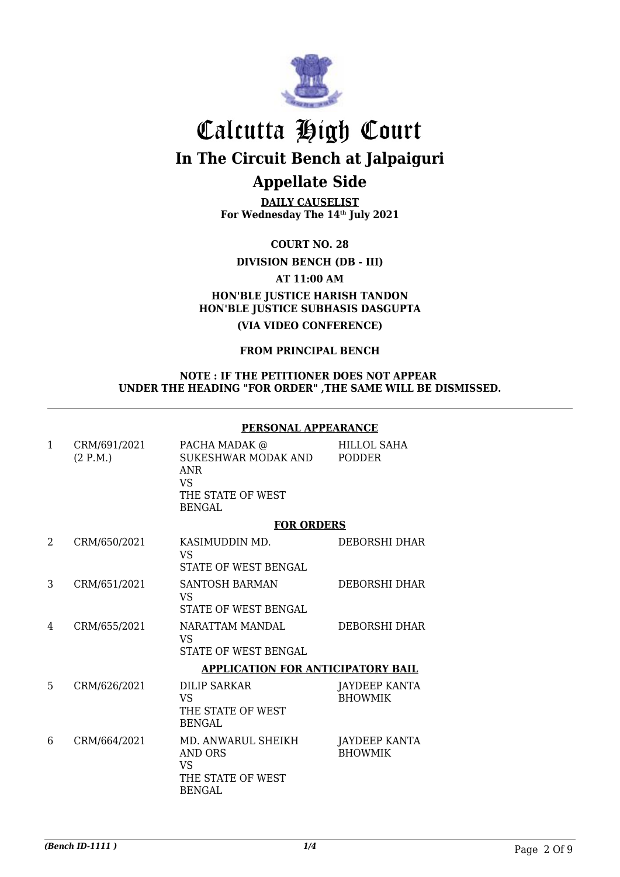# Calcutta High Court

## In The Circuit Bench at Jalpaiguri

## Appellate Side

**DAILY CAUSELIST**
**For Wednesday The 14th July 2021**

**COURT NO. 28**

**DIVISION BENCH (DB - III)**

**AT 11:00 AM**

**HON'BLE JUSTICE HARISH TANDON**
**HON'BLE JUSTICE SUBHASIS DASGUPTA**

**(VIA VIDEO CONFERENCE)**

**FROM PRINCIPAL BENCH**

**NOTE : IF THE PETITIONER DOES NOT APPEAR UNDER THE HEADING "FOR ORDER" ,THE SAME WILL BE DISMISSED.**

**PERSONAL APPEARANCE**

| | | | |
|---|---|---|---|
| 1 | CRM/691/2021 (2 P.M.) | PACHA MADAK @ SUKESHWAR MODAK AND ANR VS THE STATE OF WEST BENGAL | HILLOL SAHA PODDER |

**FOR ORDERS**

| | | | |
|---|---|---|---|
| 2 | CRM/650/2021 | KASIMUDDIN MD. VS STATE OF WEST BENGAL | DEBORSHI DHAR |
| 3 | CRM/651/2021 | SANTOSH BARMAN VS STATE OF WEST BENGAL | DEBORSHI DHAR |
| 4 | CRM/655/2021 | NARATTAM MANDAL VS STATE OF WEST BENGAL | DEBORSHI DHAR |

**APPLICATION FOR ANTICIPATORY BAIL**

| | | | |
|---|---|---|---|
| 5 | CRM/626/2021 | DILIP SARKAR VS THE STATE OF WEST BENGAL | JAYDEEP KANTA BHOWMIK |
| 6 | CRM/664/2021 | MD. ANWARUL SHEIKH AND ORS VS THE STATE OF WEST BENGAL | JAYDEEP KANTA BHOWMIK |

*(Bench ID-1111 )*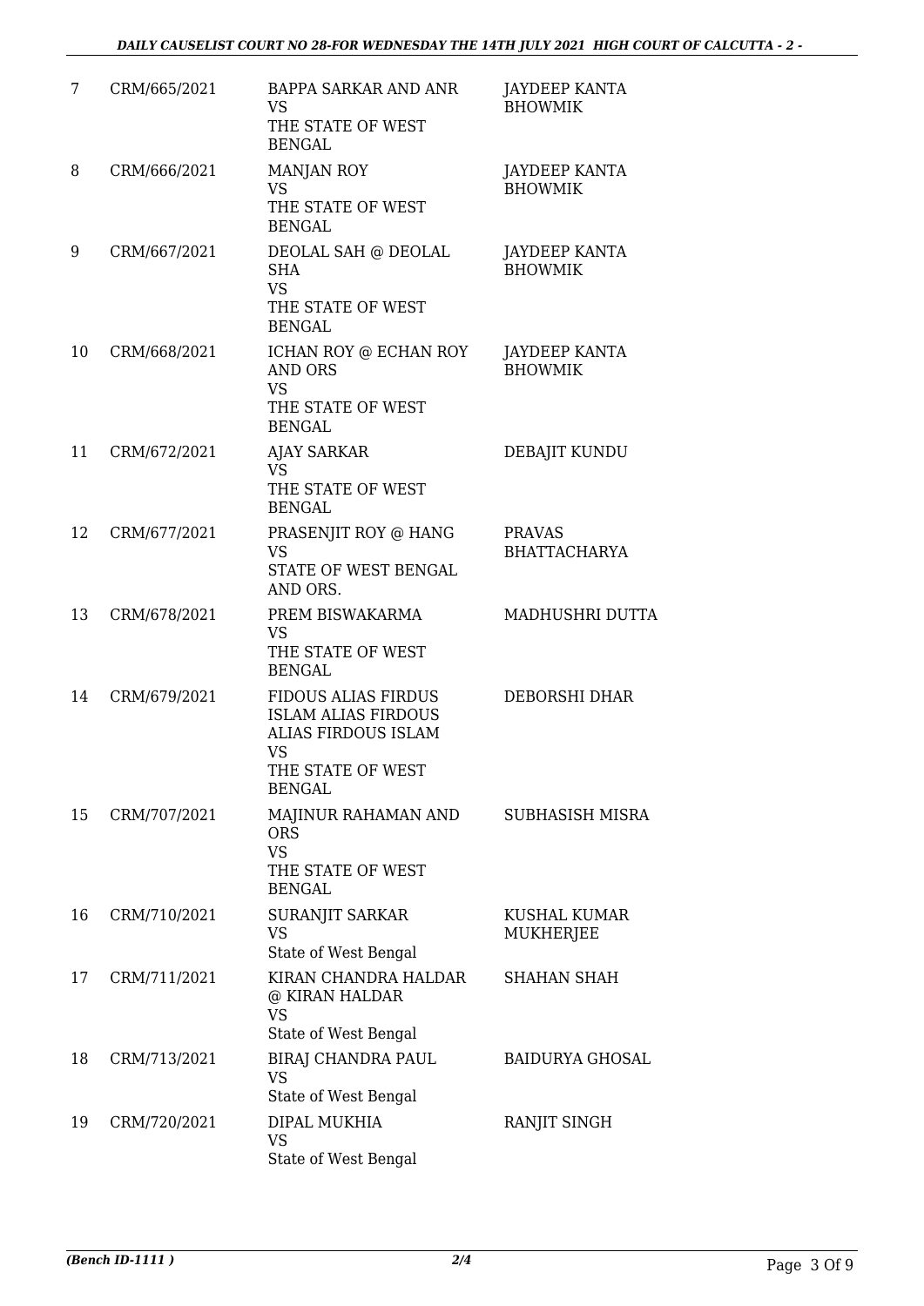| 7 | CRM/665/2021 | BAPPA SARKAR AND ANR<br>VS<br>THE STATE OF WEST BENGAL | JAYDEEP KANTA BHOWMIK |
|---|---|---|---|
| 8 | CRM/666/2021 | MANJAN ROY<br>VS<br>THE STATE OF WEST BENGAL | JAYDEEP KANTA BHOWMIK |
| 9 | CRM/667/2021 | DEOLAL SAH @ DEOLAL SHA<br>VS<br>THE STATE OF WEST BENGAL | JAYDEEP KANTA BHOWMIK |
| 10 | CRM/668/2021 | ICHAN ROY @ ECHAN ROY AND ORS<br>VS<br>THE STATE OF WEST BENGAL | JAYDEEP KANTA BHOWMIK |
| 11 | CRM/672/2021 | AJAY SARKAR<br>VS<br>THE STATE OF WEST BENGAL | DEBAJIT KUNDU |
| 12 | CRM/677/2021 | PRASENJIT ROY @ HANG<br>VS<br>STATE OF WEST BENGAL AND ORS. | PRAVAS BHATTACHARYA |
| 13 | CRM/678/2021 | PREM BISWAKARMA<br>VS<br>THE STATE OF WEST BENGAL | MADHUSHRI DUTTA |
| 14 | CRM/679/2021 | FIDOUS ALIAS FIRDUS ISLAM ALIAS FIRDOUS ALIAS FIRDOUS ISLAM<br>VS<br>THE STATE OF WEST BENGAL | DEBORSHI DHAR |
| 15 | CRM/707/2021 | MAJINUR RAHAMAN AND ORS<br>VS<br>THE STATE OF WEST BENGAL | SUBHASISH MISRA |
| 16 | CRM/710/2021 | SURANJIT SARKAR<br>VS<br>State of West Bengal | KUSHAL KUMAR MUKHERJEE |
| 17 | CRM/711/2021 | KIRAN CHANDRA HALDAR @ KIRAN HALDAR<br>VS<br>State of West Bengal | SHAHAN SHAH |
| 18 | CRM/713/2021 | BIRAJ CHANDRA PAUL<br>VS<br>State of West Bengal | BAIDURYA GHOSAL |
| 19 | CRM/720/2021 | DIPAL MUKHIA<br>VS<br>State of West Bengal | RANJIT SINGH |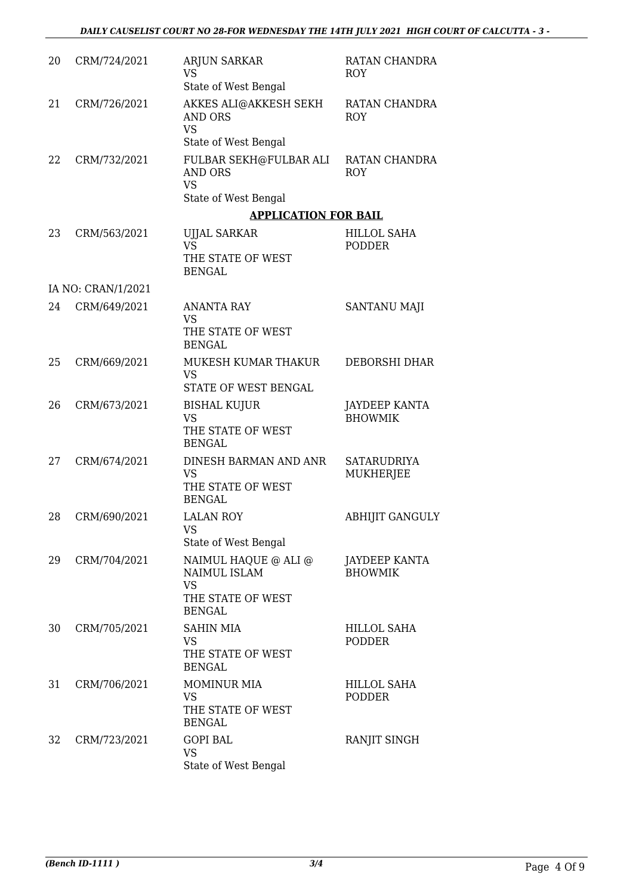| | | | |
|---|---|---|---|
| 20 | CRM/724/2021 | ARJUN SARKAR<br>VS<br>State of West Bengal | RATAN CHANDRA ROY |
| 21 | CRM/726/2021 | AKKES ALI@AKKESH SEKH AND ORS<br>VS<br>State of West Bengal | RATAN CHANDRA ROY |
| 22 | CRM/732/2021 | FULBAR SEKH@FULBAR ALI AND ORS<br>VS<br>State of West Bengal | RATAN CHANDRA ROY |

**APPLICATION FOR BAIL**

| | | | |
|---|---|---|---|
| 23 | CRM/563/2021 | UJJAL SARKAR<br>VS<br>THE STATE OF WEST BENGAL | HILLOL SAHA PODDER |
| IA NO: CRAN/1/2021 | | | |
| 24 | CRM/649/2021 | ANANTA RAY<br>VS<br>THE STATE OF WEST BENGAL | SANTANU MAJI |
| 25 | CRM/669/2021 | MUKESH KUMAR THAKUR<br>VS<br>STATE OF WEST BENGAL | DEBORSHI DHAR |
| 26 | CRM/673/2021 | BISHAL KUJUR<br>VS<br>THE STATE OF WEST BENGAL | JAYDEEP KANTA BHOWMIK |
| 27 | CRM/674/2021 | DINESH BARMAN AND ANR<br>VS<br>THE STATE OF WEST BENGAL | SATARUDRIYA MUKHERJEE |
| 28 | CRM/690/2021 | LALAN ROY<br>VS<br>State of West Bengal | ABHIJIT GANGULY |
| 29 | CRM/704/2021 | NAIMUL HAQUE @ ALI @ NAIMUL ISLAM<br>VS<br>THE STATE OF WEST BENGAL | JAYDEEP KANTA BHOWMIK |
| 30 | CRM/705/2021 | SAHIN MIA<br>VS<br>THE STATE OF WEST BENGAL | HILLOL SAHA PODDER |
| 31 | CRM/706/2021 | MOMINUR MIA<br>VS<br>THE STATE OF WEST BENGAL | HILLOL SAHA PODDER |
| 32 | CRM/723/2021 | GOPI BAL<br>VS<br>State of West Bengal | RANJIT SINGH |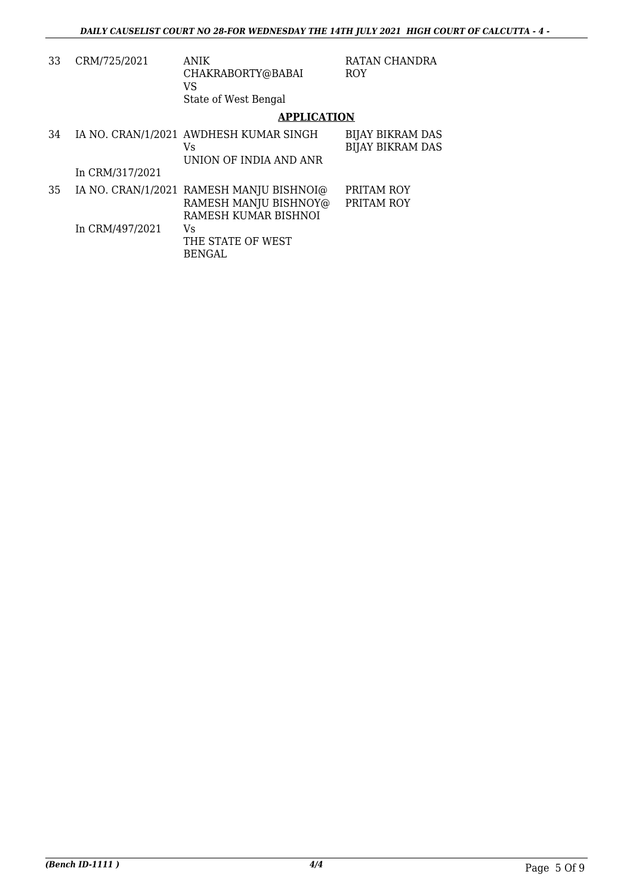| | | | |
|---|---|---|---|
| 33 | CRM/725/2021 | ANIK CHAKRABORTY@BABAI<br>VS<br>State of West Bengal | RATAN CHANDRA ROY |

**APPLICATION**

| | | | |
|---|---|---|---|
| 34 | IA NO. CRAN/1/2021<br><br>In CRM/317/2021 | AWDHESH KUMAR SINGH<br>Vs<br>UNION OF INDIA AND ANR | BIJAY BIKRAM DAS<br>BIJAY BIKRAM DAS |
| 35 | IA NO. CRAN/1/2021<br><br>In CRM/497/2021 | RAMESH MANJU BISHNOI@<br>RAMESH MANJU BISHNOY@<br>RAMESH KUMAR BISHNOI<br>Vs<br>THE STATE OF WEST BENGAL | PRITAM ROY<br>PRITAM ROY |

*(Bench ID-1111 )* 4/4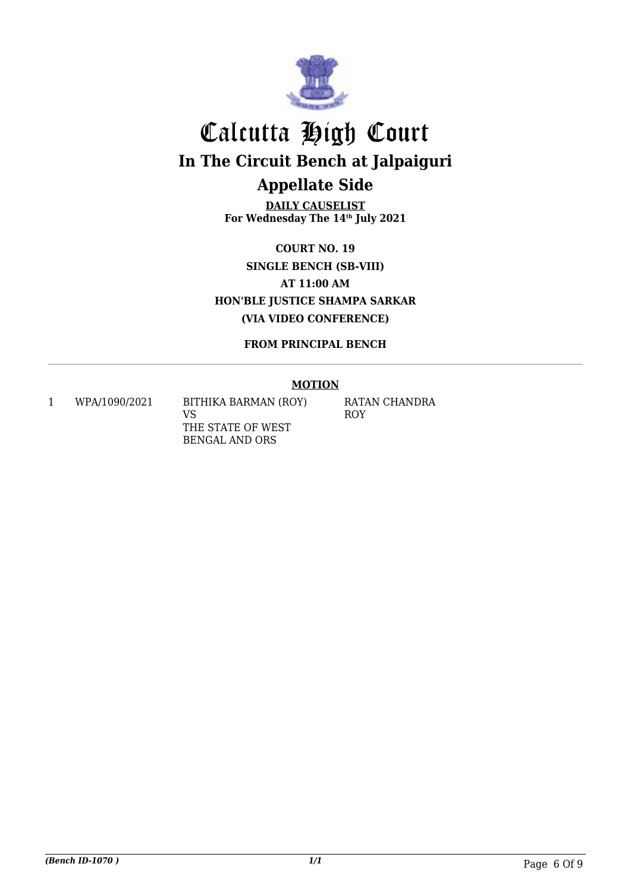# Calcutta High Court

## In The Circuit Bench at Jalpaiguri

## Appellate Side

**DAILY CAUSELIST**
**For Wednesday The 14th July 2021**

**COURT NO. 19**
**SINGLE BENCH (SB-VIII)**
**AT 11:00 AM**
**HON'BLE JUSTICE SHAMPA SARKAR**
**(VIA VIDEO CONFERENCE)**

**FROM PRINCIPAL BENCH**

### MOTION

| | | | |
|---|---|---|---|
| 1 | WPA/1090/2021 | BITHIKA BARMAN (ROY) VS THE STATE OF WEST BENGAL AND ORS | RATAN CHANDRA ROY |

*(Bench ID-1070 )* 1/1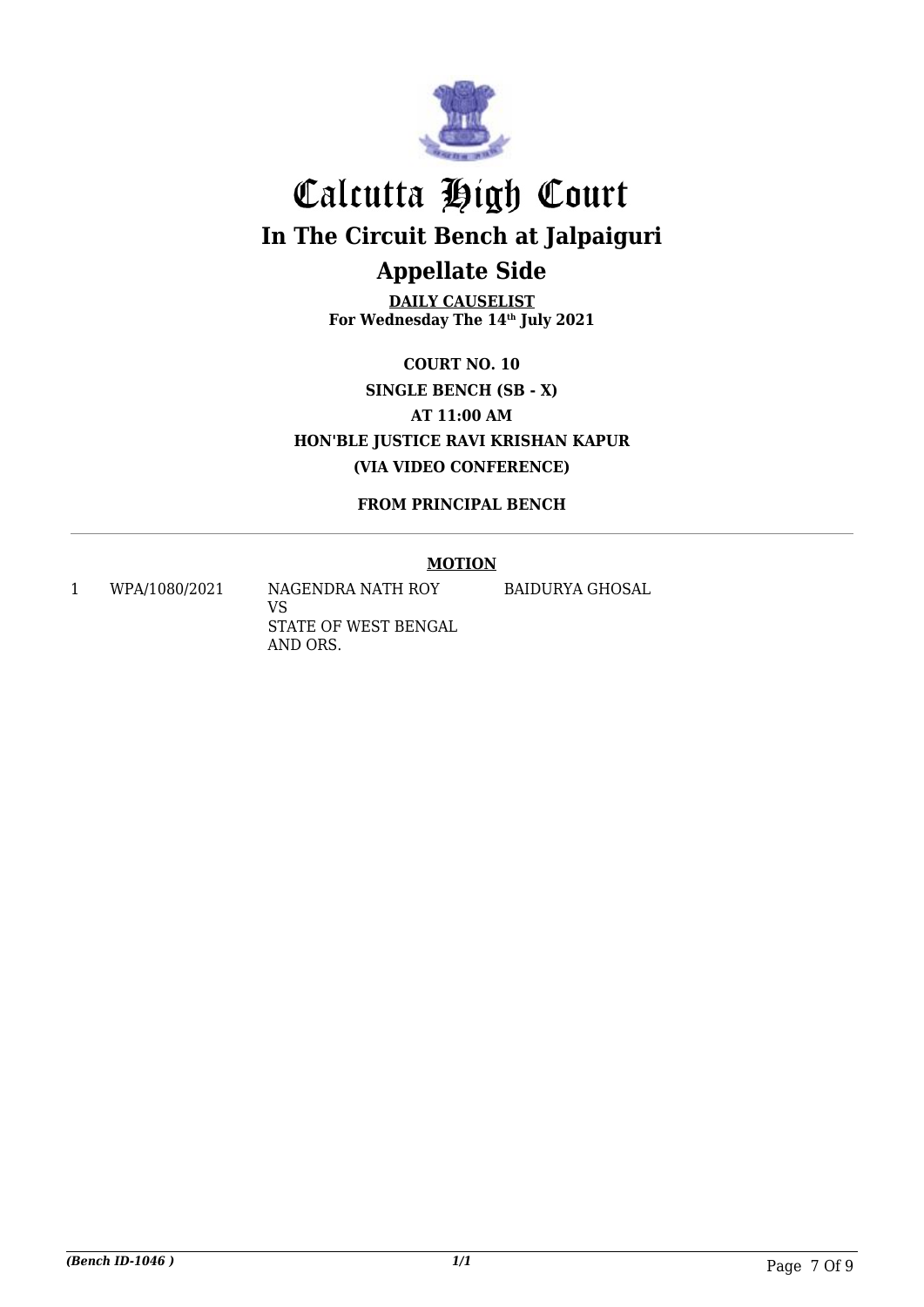# Calcutta High Court

## In The Circuit Bench at Jalpaiguri

## Appellate Side

**DAILY CAUSELIST**
**For Wednesday The 14th July 2021**

**COURT NO. 10**
**SINGLE BENCH (SB - X)**
**AT 11:00 AM**
**HON'BLE JUSTICE RAVI KRISHAN KAPUR**
**(VIA VIDEO CONFERENCE)**

**FROM PRINCIPAL BENCH**

**MOTION**

| | | | |
|---|---|---|---|
| 1 | WPA/1080/2021 | NAGENDRA NATH ROY VS STATE OF WEST BENGAL AND ORS. | BAIDURYA GHOSAL |

*(Bench ID-1046 )* *1/1*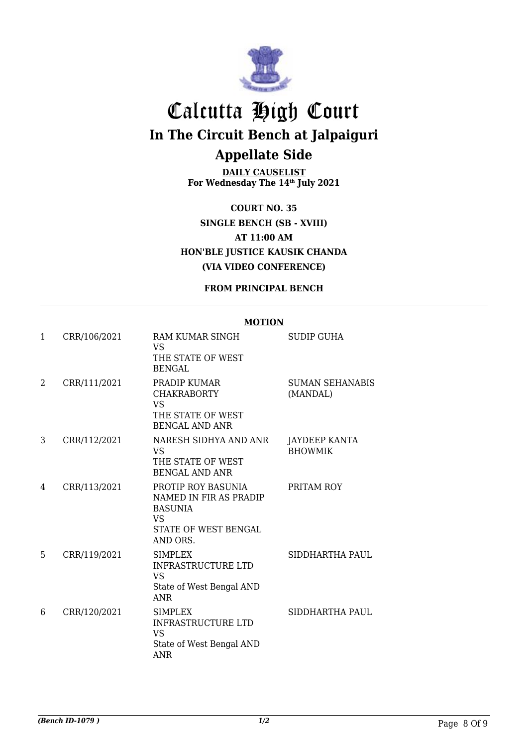# Calcutta High Court

## In The Circuit Bench at Jalpaiguri

## Appellate Side

**DAILY CAUSELIST**
**For Wednesday The 14th July 2021**

**COURT NO. 35**
**SINGLE BENCH (SB - XVIII)**
**AT 11:00 AM**
**HON'BLE JUSTICE KAUSIK CHANDA**
**(VIA VIDEO CONFERENCE)**

**FROM PRINCIPAL BENCH**

**MOTION**

| | | | |
|---|---|---|---|
| 1 | CRR/106/2021 | RAM KUMAR SINGH VS THE STATE OF WEST BENGAL | SUDIP GUHA |
| 2 | CRR/111/2021 | PRADIP KUMAR CHAKRABORTY VS THE STATE OF WEST BENGAL AND ANR | SUMAN SEHANABIS (MANDAL) |
| 3 | CRR/112/2021 | NARESH SIDHYA AND ANR VS THE STATE OF WEST BENGAL AND ANR | JAYDEEP KANTA BHOWMIK |
| 4 | CRR/113/2021 | PROTIP ROY BASUNIA NAMED IN FIR AS PRADIP BASUNIA VS STATE OF WEST BENGAL AND ORS. | PRITAM ROY |
| 5 | CRR/119/2021 | SIMPLEX INFRASTRUCTURE LTD VS State of West Bengal AND ANR | SIDDHARTHA PAUL |
| 6 | CRR/120/2021 | SIMPLEX INFRASTRUCTURE LTD VS State of West Bengal AND ANR | SIDDHARTHA PAUL |

*(Bench ID-1079 )* 1/2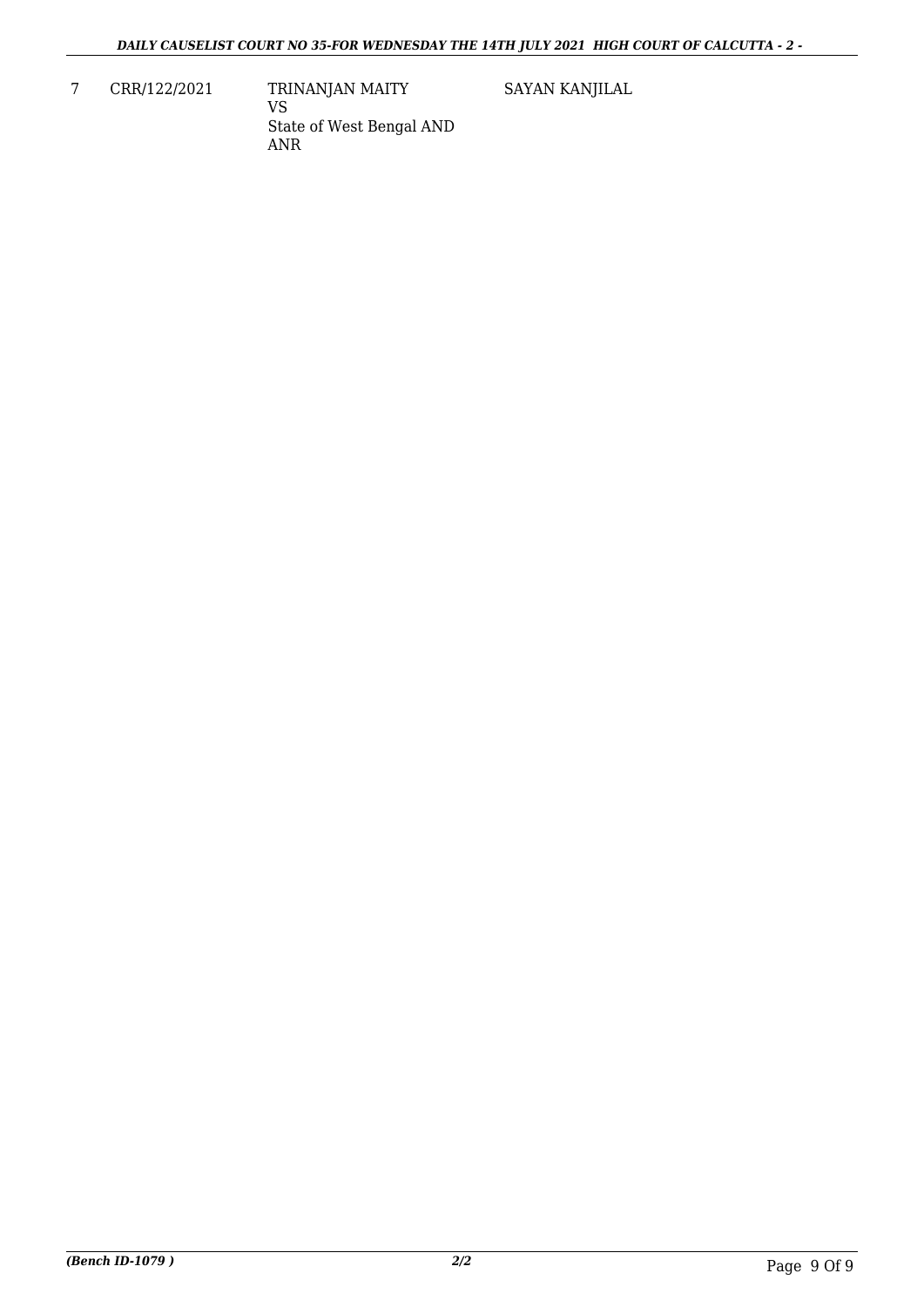| | | | |
|---|---|---|---|
| 7 | CRR/122/2021 | TRINANJAN MAITY<br>VS<br>State of West Bengal AND ANR | SAYAN KANJILAL |

*(Bench ID-1079 )* ***2/2***